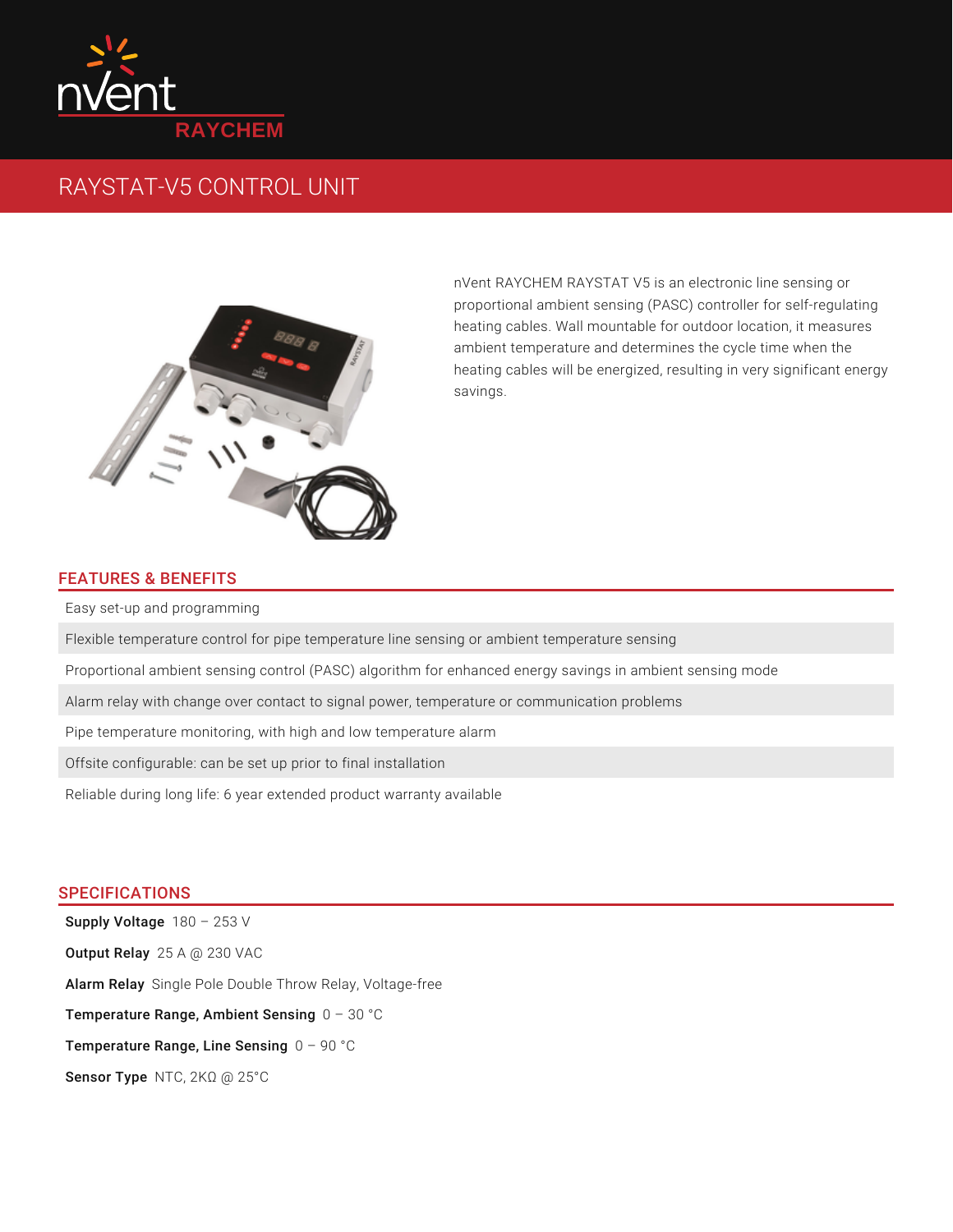nVent
RAYCHEM

# RAYSTAT-V5 CONTROL UNIT

nVent RAYCHEM RAYSTAT V5 is an electronic line sensing or proportional ambient sensing (PASC) controller for self-regulating heating cables. Wall mountable for outdoor location, it measures ambient temperature and determines the cycle time when the heating cables will be energized, resulting in very significant energy savings.

## FEATURES & BENEFITS

- Easy set-up and programming
- Flexible temperature control for pipe temperature line sensing or ambient temperature sensing
- Proportional ambient sensing control (PASC) algorithm for enhanced energy savings in ambient sensing mode
- Alarm relay with change over contact to signal power, temperature or communication problems
- Pipe temperature monitoring, with high and low temperature alarm
- Offsite configurable: can be set up prior to final installation
- Reliable during long life: 6 year extended product warranty available

## SPECIFICATIONS

**Supply Voltage** 180 – 253 V

**Output Relay** 25 A @ 230 VAC

**Alarm Relay** Single Pole Double Throw Relay, Voltage-free

**Temperature Range, Ambient Sensing** 0 – 30 °C

**Temperature Range, Line Sensing** 0 – 90 °C

**Sensor Type** NTC, 2KΩ @ 25°C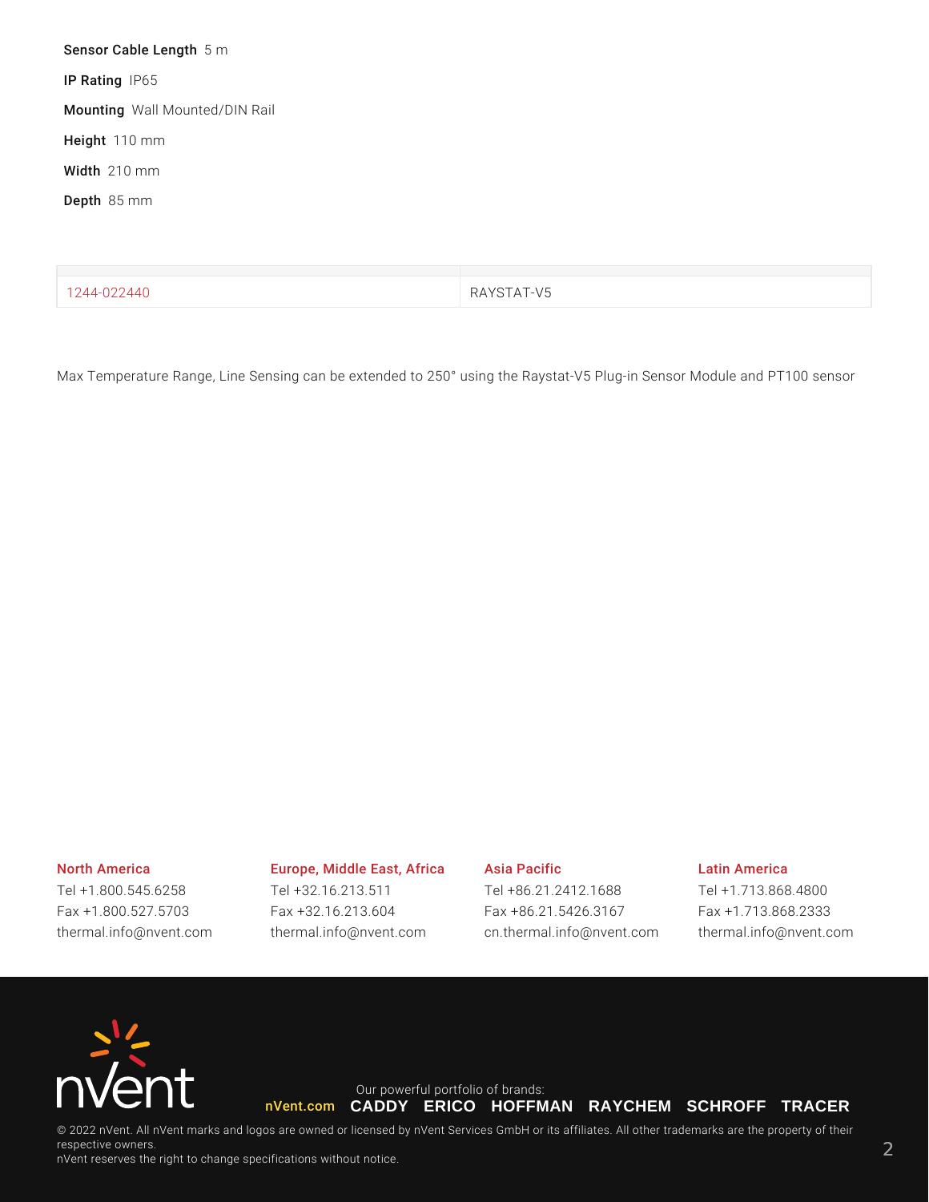**Sensor Cable Length** 5 m

**IP Rating** IP65

**Mounting** Wall Mounted/DIN Rail

**Height** 110 mm

**Width** 210 mm

**Depth** 85 mm

| | |
|---|---|
| 1244-022440 | RAYSTAT-V5 |

Max Temperature Range, Line Sensing can be extended to 250° using the Raystat-V5 Plug-in Sensor Module and PT100 sensor

**North America**
Tel +1.800.545.6258
Fax +1.800.527.5703
thermal.info@nvent.com

**Europe, Middle East, Africa**
Tel +32.16.213.511
Fax +32.16.213.604
thermal.info@nvent.com

**Asia Pacific**
Tel +86.21.2412.1688
Fax +86.21.5426.3167
cn.thermal.info@nvent.com

**Latin America**
Tel +1.713.868.4800
Fax +1.713.868.2333
thermal.info@nvent.com

nVent

nVent.com

Our powerful portfolio of brands:
CADDY ERICO HOFFMAN RAYCHEM SCHROFF TRACER

© 2022 nVent. All nVent marks and logos are owned or licensed by nVent Services GmbH or its affiliates. All other trademarks are the property of their respective owners.
nVent reserves the right to change specifications without notice.